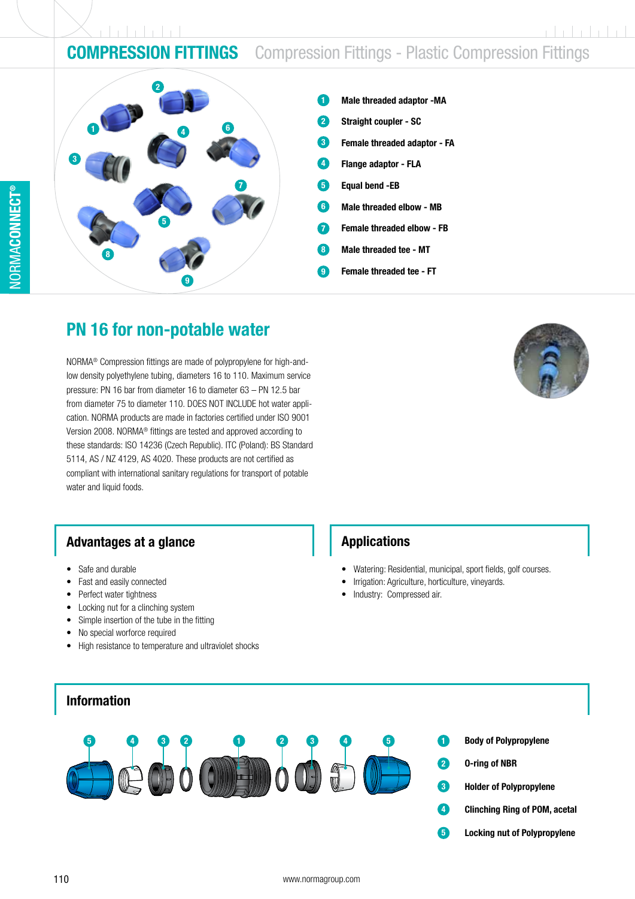# COMPRESSION FITTINGS Compression Fittings - Plastic Compression Fittings

1. Male threaded adaptor -MA
2. Straight coupler - SC
3. Female threaded adaptor - FA
4. Flange adaptor - FLA
5. Equal bend -EB
6. Male threaded elbow - MB
7. Female threaded elbow - FB
8. Male threaded tee - MT
9. Female threaded tee - FT

## PN 16 for non-potable water

NORMA® Compression fittings are made of polypropylene for high-and-low density polyethylene tubing, diameters 16 to 110. Maximum service pressure: PN 16 bar from diameter 16 to diameter 63 – PN 12.5 bar from diameter 75 to diameter 110. DOES NOT INCLUDE hot water application. NORMA products are made in factories certified under ISO 9001 Version 2008. NORMA® fittings are tested and approved according to these standards: ISO 14236 (Czech Republic). ITC (Poland): BS Standard 5114, AS / NZ 4129, AS 4020. These products are not certified as compliant with international sanitary regulations for transport of potable water and liquid foods.

### Advantages at a glance

- Safe and durable
- Fast and easily connected
- Perfect water tightness
- Locking nut for a clinching system
- Simple insertion of the tube in the fitting
- No special worforce required
- High resistance to temperature and ultraviolet shocks

### Applications

- Watering: Residential, municipal, sport fields, golf courses.
- Irrigation: Agriculture, horticulture, vineyards.
- Industry: Compressed air.

### Information

1. Body of Polypropylene
2. O-ring of NBR
3. Holder of Polypropylene
4. Clinching Ring of POM, acetal
5. Locking nut of Polypropylene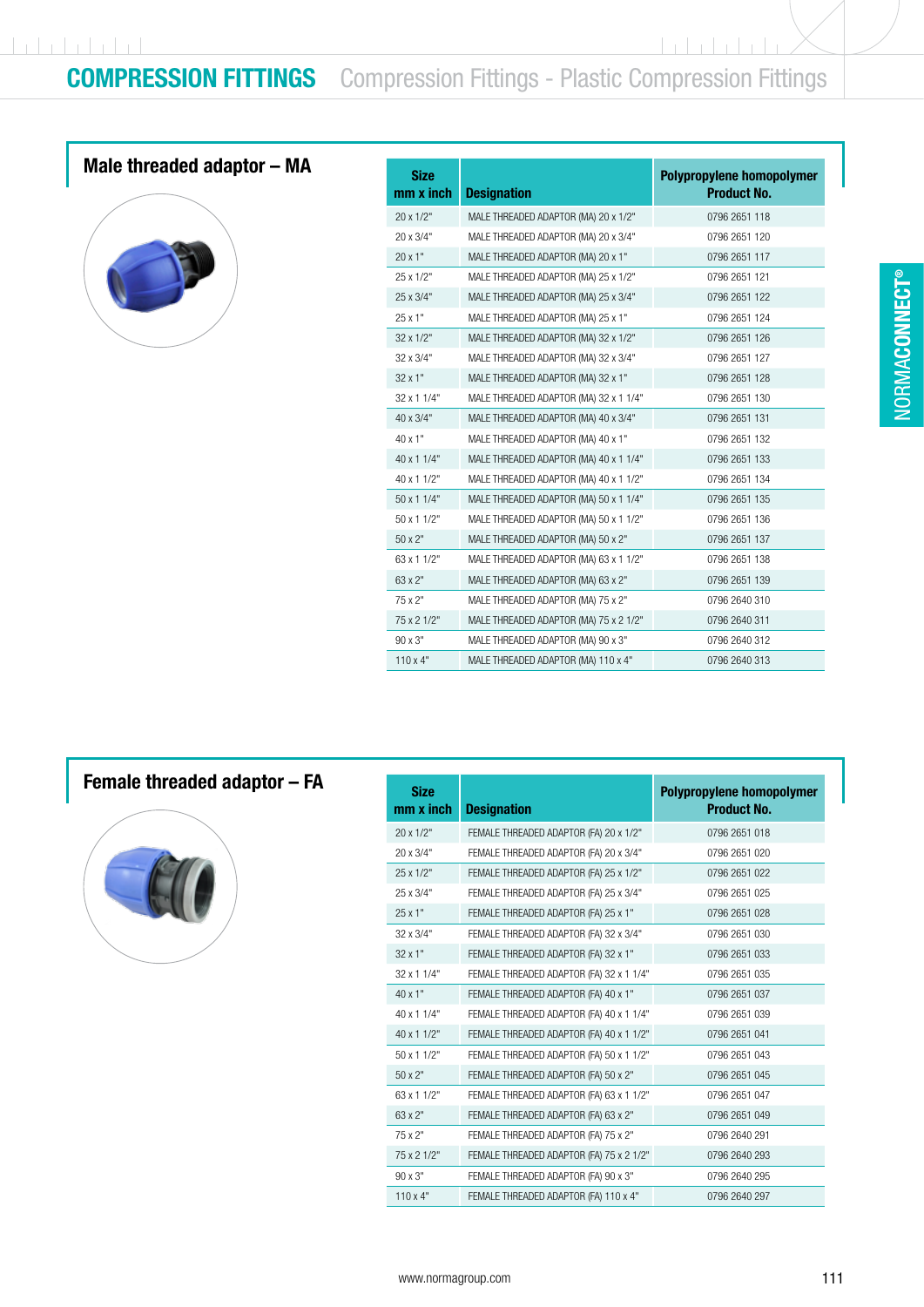# COMPRESSION FITTINGS Compression Fittings - Plastic Compression Fittings

## Male threaded adaptor – MA

| Size mm x inch | Designation | Polypropylene homopolymer Product No. |
|---|---|---|
| 20 x 1/2" | MALE THREADED ADAPTOR (MA) 20 x 1/2" | 0796 2651 118 |
| 20 x 3/4" | MALE THREADED ADAPTOR (MA) 20 x 3/4" | 0796 2651 120 |
| 20 x 1" | MALE THREADED ADAPTOR (MA) 20 x 1" | 0796 2651 117 |
| 25 x 1/2" | MALE THREADED ADAPTOR (MA) 25 x 1/2" | 0796 2651 121 |
| 25 x 3/4" | MALE THREADED ADAPTOR (MA) 25 x 3/4" | 0796 2651 122 |
| 25 x 1" | MALE THREADED ADAPTOR (MA) 25 x 1" | 0796 2651 124 |
| 32 x 1/2" | MALE THREADED ADAPTOR (MA) 32 x 1/2" | 0796 2651 126 |
| 32 x 3/4" | MALE THREADED ADAPTOR (MA) 32 x 3/4" | 0796 2651 127 |
| 32 x 1" | MALE THREADED ADAPTOR (MA) 32 x 1" | 0796 2651 128 |
| 32 x 1 1/4" | MALE THREADED ADAPTOR (MA) 32 x 1 1/4" | 0796 2651 130 |
| 40 x 3/4" | MALE THREADED ADAPTOR (MA) 40 x 3/4" | 0796 2651 131 |
| 40 x 1" | MALE THREADED ADAPTOR (MA) 40 x 1" | 0796 2651 132 |
| 40 x 1 1/4" | MALE THREADED ADAPTOR (MA) 40 x 1 1/4" | 0796 2651 133 |
| 40 x 1 1/2" | MALE THREADED ADAPTOR (MA) 40 x 1 1/2" | 0796 2651 134 |
| 50 x 1 1/4" | MALE THREADED ADAPTOR (MA) 50 x 1 1/4" | 0796 2651 135 |
| 50 x 1 1/2" | MALE THREADED ADAPTOR (MA) 50 x 1 1/2" | 0796 2651 136 |
| 50 x 2" | MALE THREADED ADAPTOR (MA) 50 x 2" | 0796 2651 137 |
| 63 x 1 1/2" | MALE THREADED ADAPTOR (MA) 63 x 1 1/2" | 0796 2651 138 |
| 63 x 2" | MALE THREADED ADAPTOR (MA) 63 x 2" | 0796 2651 139 |
| 75 x 2" | MALE THREADED ADAPTOR (MA) 75 x 2" | 0796 2640 310 |
| 75 x 2 1/2" | MALE THREADED ADAPTOR (MA) 75 x 2 1/2" | 0796 2640 311 |
| 90 x 3" | MALE THREADED ADAPTOR (MA) 90 x 3" | 0796 2640 312 |
| 110 x 4" | MALE THREADED ADAPTOR (MA) 110 x 4" | 0796 2640 313 |

## Female threaded adaptor – FA

| Size mm x inch | Designation | Polypropylene homopolymer Product No. |
|---|---|---|
| 20 x 1/2" | FEMALE THREADED ADAPTOR (FA) 20 x 1/2" | 0796 2651 018 |
| 20 x 3/4" | FEMALE THREADED ADAPTOR (FA) 20 x 3/4" | 0796 2651 020 |
| 25 x 1/2" | FEMALE THREADED ADAPTOR (FA) 25 x 1/2" | 0796 2651 022 |
| 25 x 3/4" | FEMALE THREADED ADAPTOR (FA) 25 x 3/4" | 0796 2651 025 |
| 25 x 1" | FEMALE THREADED ADAPTOR (FA) 25 x 1" | 0796 2651 028 |
| 32 x 3/4" | FEMALE THREADED ADAPTOR (FA) 32 x 3/4" | 0796 2651 030 |
| 32 x 1" | FEMALE THREADED ADAPTOR (FA) 32 x 1" | 0796 2651 033 |
| 32 x 1 1/4" | FEMALE THREADED ADAPTOR (FA) 32 x 1 1/4" | 0796 2651 035 |
| 40 x 1" | FEMALE THREADED ADAPTOR (FA) 40 x 1" | 0796 2651 037 |
| 40 x 1 1/4" | FEMALE THREADED ADAPTOR (FA) 40 x 1 1/4" | 0796 2651 039 |
| 40 x 1 1/2" | FEMALE THREADED ADAPTOR (FA) 40 x 1 1/2" | 0796 2651 041 |
| 50 x 1 1/2" | FEMALE THREADED ADAPTOR (FA) 50 x 1 1/2" | 0796 2651 043 |
| 50 x 2" | FEMALE THREADED ADAPTOR (FA) 50 x 2" | 0796 2651 045 |
| 63 x 1 1/2" | FEMALE THREADED ADAPTOR (FA) 63 x 1 1/2" | 0796 2651 047 |
| 63 x 2" | FEMALE THREADED ADAPTOR (FA) 63 x 2" | 0796 2651 049 |
| 75 x 2" | FEMALE THREADED ADAPTOR (FA) 75 x 2" | 0796 2640 291 |
| 75 x 2 1/2" | FEMALE THREADED ADAPTOR (FA) 75 x 2 1/2" | 0796 2640 293 |
| 90 x 3" | FEMALE THREADED ADAPTOR (FA) 90 x 3" | 0796 2640 295 |
| 110 x 4" | FEMALE THREADED ADAPTOR (FA) 110 x 4" | 0796 2640 297 |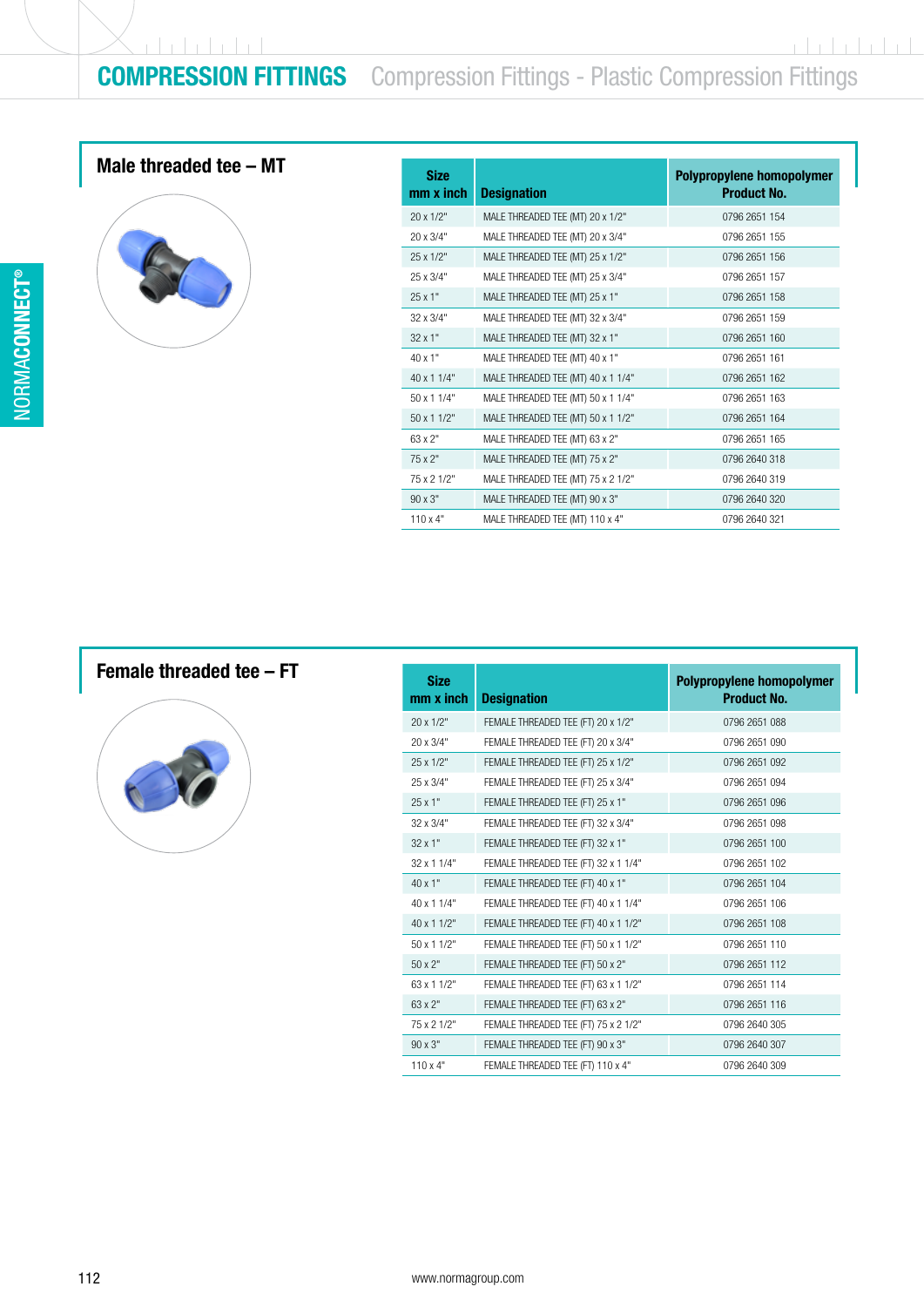# COMPRESSION FITTINGS Compression Fittings - Plastic Compression Fittings

## Male threaded tee – MT

| Size mm x inch | Designation | Polypropylene homopolymer Product No. |
|---|---|---|
| 20 x 1/2" | MALE THREADED TEE (MT) 20 x 1/2" | 0796 2651 154 |
| 20 x 3/4" | MALE THREADED TEE (MT) 20 x 3/4" | 0796 2651 155 |
| 25 x 1/2" | MALE THREADED TEE (MT) 25 x 1/2" | 0796 2651 156 |
| 25 x 3/4" | MALE THREADED TEE (MT) 25 x 3/4" | 0796 2651 157 |
| 25 x 1" | MALE THREADED TEE (MT) 25 x 1" | 0796 2651 158 |
| 32 x 3/4" | MALE THREADED TEE (MT) 32 x 3/4" | 0796 2651 159 |
| 32 x 1" | MALE THREADED TEE (MT) 32 x 1" | 0796 2651 160 |
| 40 x 1" | MALE THREADED TEE (MT) 40 x 1" | 0796 2651 161 |
| 40 x 1 1/4" | MALE THREADED TEE (MT) 40 x 1 1/4" | 0796 2651 162 |
| 50 x 1 1/4" | MALE THREADED TEE (MT) 50 x 1 1/4" | 0796 2651 163 |
| 50 x 1 1/2" | MALE THREADED TEE (MT) 50 x 1 1/2" | 0796 2651 164 |
| 63 x 2" | MALE THREADED TEE (MT) 63 x 2" | 0796 2651 165 |
| 75 x 2" | MALE THREADED TEE (MT) 75 x 2" | 0796 2640 318 |
| 75 x 2 1/2" | MALE THREADED TEE (MT) 75 x 2 1/2" | 0796 2640 319 |
| 90 x 3" | MALE THREADED TEE (MT) 90 x 3" | 0796 2640 320 |
| 110 x 4" | MALE THREADED TEE (MT) 110 x 4" | 0796 2640 321 |

## Female threaded tee – FT

| Size mm x inch | Designation | Polypropylene homopolymer Product No. |
|---|---|---|
| 20 x 1/2" | FEMALE THREADED TEE (FT) 20 x 1/2" | 0796 2651 088 |
| 20 x 3/4" | FEMALE THREADED TEE (FT) 20 x 3/4" | 0796 2651 090 |
| 25 x 1/2" | FEMALE THREADED TEE (FT) 25 x 1/2" | 0796 2651 092 |
| 25 x 3/4" | FEMALE THREADED TEE (FT) 25 x 3/4" | 0796 2651 094 |
| 25 x 1" | FEMALE THREADED TEE (FT) 25 x 1" | 0796 2651 096 |
| 32 x 3/4" | FEMALE THREADED TEE (FT) 32 x 3/4" | 0796 2651 098 |
| 32 x 1" | FEMALE THREADED TEE (FT) 32 x 1" | 0796 2651 100 |
| 32 x 1 1/4" | FEMALE THREADED TEE (FT) 32 x 1 1/4" | 0796 2651 102 |
| 40 x 1" | FEMALE THREADED TEE (FT) 40 x 1" | 0796 2651 104 |
| 40 x 1 1/4" | FEMALE THREADED TEE (FT) 40 x 1 1/4" | 0796 2651 106 |
| 40 x 1 1/2" | FEMALE THREADED TEE (FT) 40 x 1 1/2" | 0796 2651 108 |
| 50 x 1 1/2" | FEMALE THREADED TEE (FT) 50 x 1 1/2" | 0796 2651 110 |
| 50 x 2" | FEMALE THREADED TEE (FT) 50 x 2" | 0796 2651 112 |
| 63 x 1 1/2" | FEMALE THREADED TEE (FT) 63 x 1 1/2" | 0796 2651 114 |
| 63 x 2" | FEMALE THREADED TEE (FT) 63 x 2" | 0796 2651 116 |
| 75 x 2 1/2" | FEMALE THREADED TEE (FT) 75 x 2 1/2" | 0796 2640 305 |
| 90 x 3" | FEMALE THREADED TEE (FT) 90 x 3" | 0796 2640 307 |
| 110 x 4" | FEMALE THREADED TEE (FT) 110 x 4" | 0796 2640 309 |

www.normagroup.com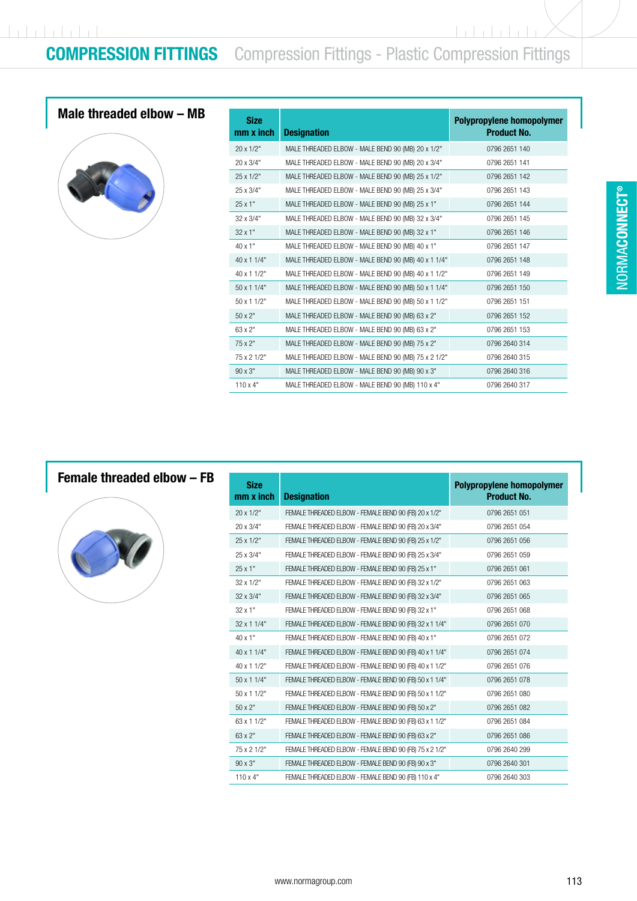# COMPRESSION FITTINGS Compression Fittings - Plastic Compression Fittings

## Male threaded elbow – MB

| Size mm x inch | Designation | Polypropylene homopolymer Product No. |
|---|---|---|
| 20 x 1/2" | MALE THREADED ELBOW - MALE BEND 90 (MB) 20 x 1/2" | 0796 2651 140 |
| 20 x 3/4" | MALE THREADED ELBOW - MALE BEND 90 (MB) 20 x 3/4" | 0796 2651 141 |
| 25 x 1/2" | MALE THREADED ELBOW - MALE BEND 90 (MB) 25 x 1/2" | 0796 2651 142 |
| 25 x 3/4" | MALE THREADED ELBOW - MALE BEND 90 (MB) 25 x 3/4" | 0796 2651 143 |
| 25 x 1" | MALE THREADED ELBOW - MALE BEND 90 (MB) 25 x 1" | 0796 2651 144 |
| 32 x 3/4" | MALE THREADED ELBOW - MALE BEND 90 (MB) 32 x 3/4" | 0796 2651 145 |
| 32 x 1" | MALE THREADED ELBOW - MALE BEND 90 (MB) 32 x 1" | 0796 2651 146 |
| 40 x 1" | MALE THREADED ELBOW - MALE BEND 90 (MB) 40 x 1" | 0796 2651 147 |
| 40 x 1 1/4" | MALE THREADED ELBOW - MALE BEND 90 (MB) 40 x 1 1/4" | 0796 2651 148 |
| 40 x 1 1/2" | MALE THREADED ELBOW - MALE BEND 90 (MB) 40 x 1 1/2" | 0796 2651 149 |
| 50 x 1 1/4" | MALE THREADED ELBOW - MALE BEND 90 (MB) 50 x 1 1/4" | 0796 2651 150 |
| 50 x 1 1/2" | MALE THREADED ELBOW - MALE BEND 90 (MB) 50 x 1 1/2" | 0796 2651 151 |
| 50 x 2" | MALE THREADED ELBOW - MALE BEND 90 (MB) 63 x 2" | 0796 2651 152 |
| 63 x 2" | MALE THREADED ELBOW - MALE BEND 90 (MB) 63 x 2" | 0796 2651 153 |
| 75 x 2" | MALE THREADED ELBOW - MALE BEND 90 (MB) 75 x 2" | 0796 2640 314 |
| 75 x 2 1/2" | MALE THREADED ELBOW - MALE BEND 90 (MB) 75 x 2 1/2" | 0796 2640 315 |
| 90 x 3" | MALE THREADED ELBOW - MALE BEND 90 (MB) 90 x 3" | 0796 2640 316 |
| 110 x 4" | MALE THREADED ELBOW - MALE BEND 90 (MB) 110 x 4" | 0796 2640 317 |

## Female threaded elbow – FB

| Size mm x inch | Designation | Polypropylene homopolymer Product No. |
|---|---|---|
| 20 x 1/2" | FEMALE THREADED ELBOW - FEMALE BEND 90 (FB) 20 x 1/2" | 0796 2651 051 |
| 20 x 3/4" | FEMALE THREADED ELBOW - FEMALE BEND 90 (FB) 20 x 3/4" | 0796 2651 054 |
| 25 x 1/2" | FEMALE THREADED ELBOW - FEMALE BEND 90 (FB) 25 x 1/2" | 0796 2651 056 |
| 25 x 3/4" | FEMALE THREADED ELBOW - FEMALE BEND 90 (FB) 25 x 3/4" | 0796 2651 059 |
| 25 x 1" | FEMALE THREADED ELBOW - FEMALE BEND 90 (FB) 25 x 1" | 0796 2651 061 |
| 32 x 1/2" | FEMALE THREADED ELBOW - FEMALE BEND 90 (FB) 32 x 1/2" | 0796 2651 063 |
| 32 x 3/4" | FEMALE THREADED ELBOW - FEMALE BEND 90 (FB) 32 x 3/4" | 0796 2651 065 |
| 32 x 1" | FEMALE THREADED ELBOW - FEMALE BEND 90 (FB) 32 x 1" | 0796 2651 068 |
| 32 x 1 1/4" | FEMALE THREADED ELBOW - FEMALE BEND 90 (FB) 32 x 1 1/4" | 0796 2651 070 |
| 40 x 1" | FEMALE THREADED ELBOW - FEMALE BEND 90 (FB) 40 x 1" | 0796 2651 072 |
| 40 x 1 1/4" | FEMALE THREADED ELBOW - FEMALE BEND 90 (FB) 40 x 1 1/4" | 0796 2651 074 |
| 40 x 1 1/2" | FEMALE THREADED ELBOW - FEMALE BEND 90 (FB) 40 x 1 1/2" | 0796 2651 076 |
| 50 x 1 1/4" | FEMALE THREADED ELBOW - FEMALE BEND 90 (FB) 50 x 1 1/4" | 0796 2651 078 |
| 50 x 1 1/2" | FEMALE THREADED ELBOW - FEMALE BEND 90 (FB) 50 x 1 1/2" | 0796 2651 080 |
| 50 x 2" | FEMALE THREADED ELBOW - FEMALE BEND 90 (FB) 50 x 2" | 0796 2651 082 |
| 63 x 1 1/2" | FEMALE THREADED ELBOW - FEMALE BEND 90 (FB) 63 x 1 1/2" | 0796 2651 084 |
| 63 x 2" | FEMALE THREADED ELBOW - FEMALE BEND 90 (FB) 63 x 2" | 0796 2651 086 |
| 75 x 2 1/2" | FEMALE THREADED ELBOW - FEMALE BEND 90 (FB) 75 x 2 1/2" | 0796 2640 299 |
| 90 x 3" | FEMALE THREADED ELBOW - FEMALE BEND 90 (FB) 90 x 3" | 0796 2640 301 |
| 110 x 4" | FEMALE THREADED ELBOW - FEMALE BEND 90 (FB) 110 x 4" | 0796 2640 303 |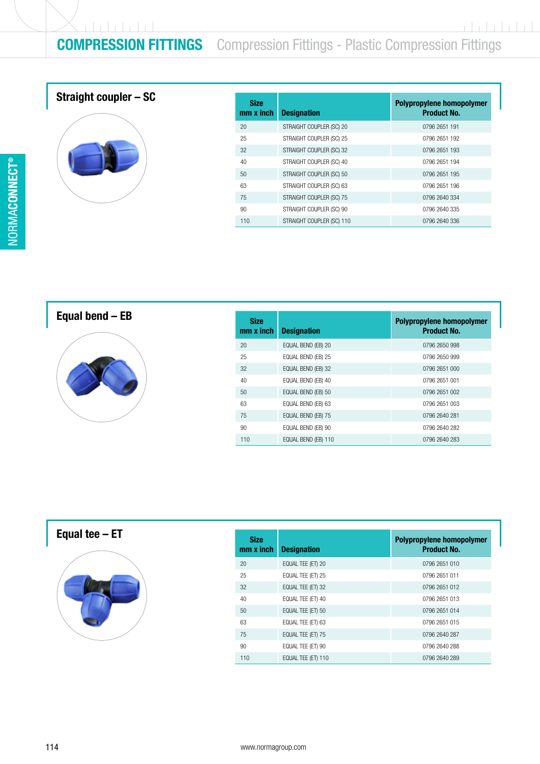# COMPRESSION FITTINGS Compression Fittings - Plastic Compression Fittings

## Straight coupler – SC

| Size mm x inch | Designation | Polypropylene homopolymer Product No. |
|---|---|---|
| 20 | STRAIGHT COUPLER (SC) 20 | 0796 2651 191 |
| 25 | STRAIGHT COUPLER (SC) 25 | 0796 2651 192 |
| 32 | STRAIGHT COUPLER (SC) 32 | 0796 2651 193 |
| 40 | STRAIGHT COUPLER (SC) 40 | 0796 2651 194 |
| 50 | STRAIGHT COUPLER (SC) 50 | 0796 2651 195 |
| 63 | STRAIGHT COUPLER (SC) 63 | 0796 2651 196 |
| 75 | STRAIGHT COUPLER (SC) 75 | 0796 2640 334 |
| 90 | STRAIGHT COUPLER (SC) 90 | 0796 2640 335 |
| 110 | STRAIGHT COUPLER (SC) 110 | 0796 2640 336 |

## Equal bend – EB

| Size mm x inch | Designation | Polypropylene homopolymer Product No. |
|---|---|---|
| 20 | EQUAL BEND (EB) 20 | 0796 2650 998 |
| 25 | EQUAL BEND (EB) 25 | 0796 2650 999 |
| 32 | EQUAL BEND (EB) 32 | 0796 2651 000 |
| 40 | EQUAL BEND (EB) 40 | 0796 2651 001 |
| 50 | EQUAL BEND (EB) 50 | 0796 2651 002 |
| 63 | EQUAL BEND (EB) 63 | 0796 2651 003 |
| 75 | EQUAL BEND (EB) 75 | 0796 2640 281 |
| 90 | EQUAL BEND (EB) 90 | 0796 2640 282 |
| 110 | EQUAL BEND (EB) 110 | 0796 2640 283 |

## Equal tee – ET

| Size mm x inch | Designation | Polypropylene homopolymer Product No. |
|---|---|---|
| 20 | EQUAL TEE (ET) 20 | 0796 2651 010 |
| 25 | EQUAL TEE (ET) 25 | 0796 2651 011 |
| 32 | EQUAL TEE (ET) 32 | 0796 2651 012 |
| 40 | EQUAL TEE (ET) 40 | 0796 2651 013 |
| 50 | EQUAL TEE (ET) 50 | 0796 2651 014 |
| 63 | EQUAL TEE (ET) 63 | 0796 2651 015 |
| 75 | EQUAL TEE (ET) 75 | 0796 2640 287 |
| 90 | EQUAL TEE (ET) 90 | 0796 2640 288 |
| 110 | EQUAL TEE (ET) 110 | 0796 2640 289 |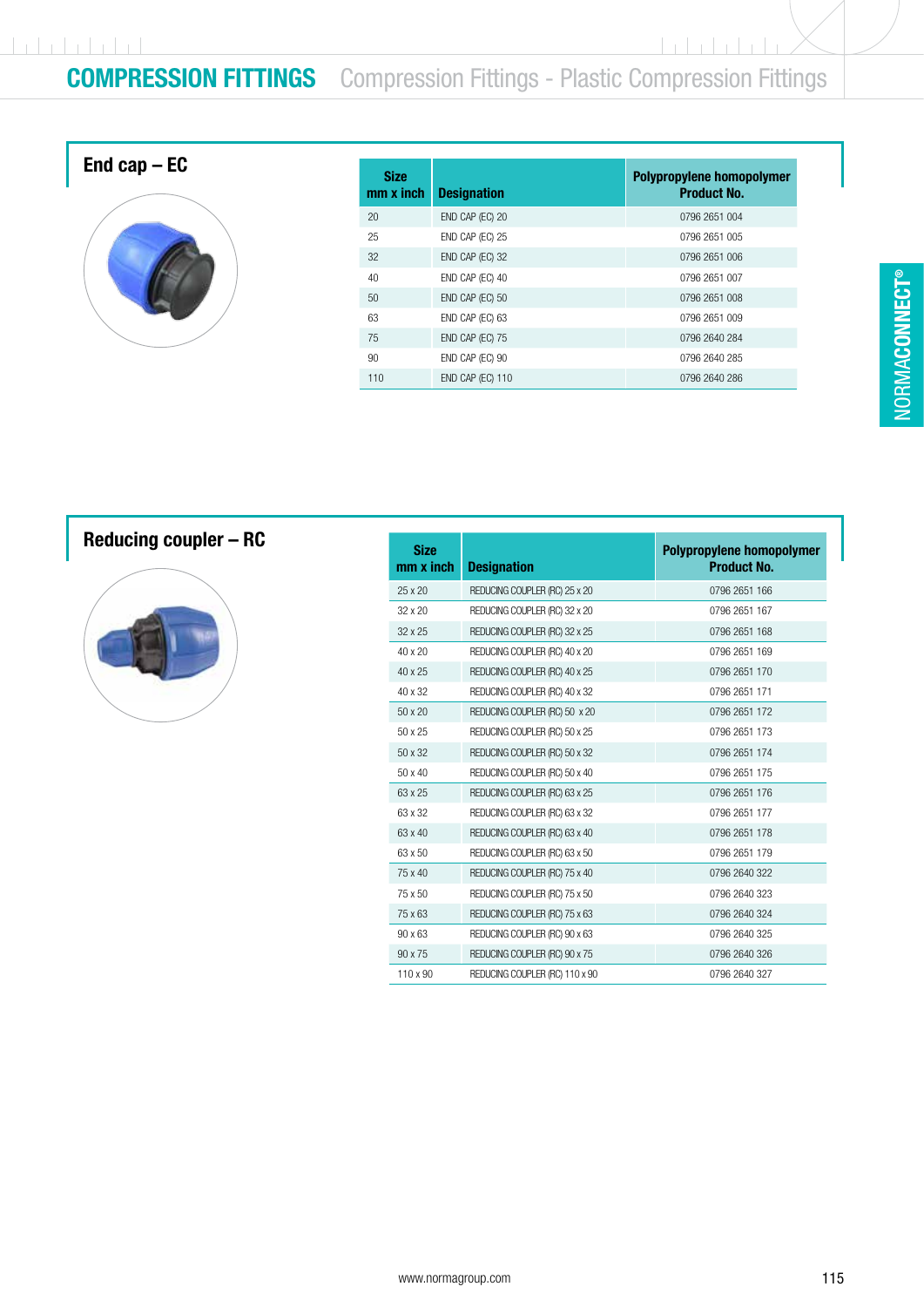# COMPRESSION FITTINGS Compression Fittings - Plastic Compression Fittings

## End cap – EC

| Size mm x inch | Designation | Polypropylene homopolymer Product No. |
|---|---|---|
| 20 | END CAP (EC) 20 | 0796 2651 004 |
| 25 | END CAP (EC) 25 | 0796 2651 005 |
| 32 | END CAP (EC) 32 | 0796 2651 006 |
| 40 | END CAP (EC) 40 | 0796 2651 007 |
| 50 | END CAP (EC) 50 | 0796 2651 008 |
| 63 | END CAP (EC) 63 | 0796 2651 009 |
| 75 | END CAP (EC) 75 | 0796 2640 284 |
| 90 | END CAP (EC) 90 | 0796 2640 285 |
| 110 | END CAP (EC) 110 | 0796 2640 286 |

## Reducing coupler – RC

| Size mm x inch | Designation | Polypropylene homopolymer Product No. |
|---|---|---|
| 25 x 20 | REDUCING COUPLER (RC) 25 x 20 | 0796 2651 166 |
| 32 x 20 | REDUCING COUPLER (RC) 32 x 20 | 0796 2651 167 |
| 32 x 25 | REDUCING COUPLER (RC) 32 x 25 | 0796 2651 168 |
| 40 x 20 | REDUCING COUPLER (RC) 40 x 20 | 0796 2651 169 |
| 40 x 25 | REDUCING COUPLER (RC) 40 x 25 | 0796 2651 170 |
| 40 x 32 | REDUCING COUPLER (RC) 40 x 32 | 0796 2651 171 |
| 50 x 20 | REDUCING COUPLER (RC) 50 x 20 | 0796 2651 172 |
| 50 x 25 | REDUCING COUPLER (RC) 50 x 25 | 0796 2651 173 |
| 50 x 32 | REDUCING COUPLER (RC) 50 x 32 | 0796 2651 174 |
| 50 x 40 | REDUCING COUPLER (RC) 50 x 40 | 0796 2651 175 |
| 63 x 25 | REDUCING COUPLER (RC) 63 x 25 | 0796 2651 176 |
| 63 x 32 | REDUCING COUPLER (RC) 63 x 32 | 0796 2651 177 |
| 63 x 40 | REDUCING COUPLER (RC) 63 x 40 | 0796 2651 178 |
| 63 x 50 | REDUCING COUPLER (RC) 63 x 50 | 0796 2651 179 |
| 75 x 40 | REDUCING COUPLER (RC) 75 x 40 | 0796 2640 322 |
| 75 x 50 | REDUCING COUPLER (RC) 75 x 50 | 0796 2640 323 |
| 75 x 63 | REDUCING COUPLER (RC) 75 x 63 | 0796 2640 324 |
| 90 x 63 | REDUCING COUPLER (RC) 90 x 63 | 0796 2640 325 |
| 90 x 75 | REDUCING COUPLER (RC) 90 x 75 | 0796 2640 326 |
| 110 x 90 | REDUCING COUPLER (RC) 110 x 90 | 0796 2640 327 |

NORMACONNECT®

www.normagroup.com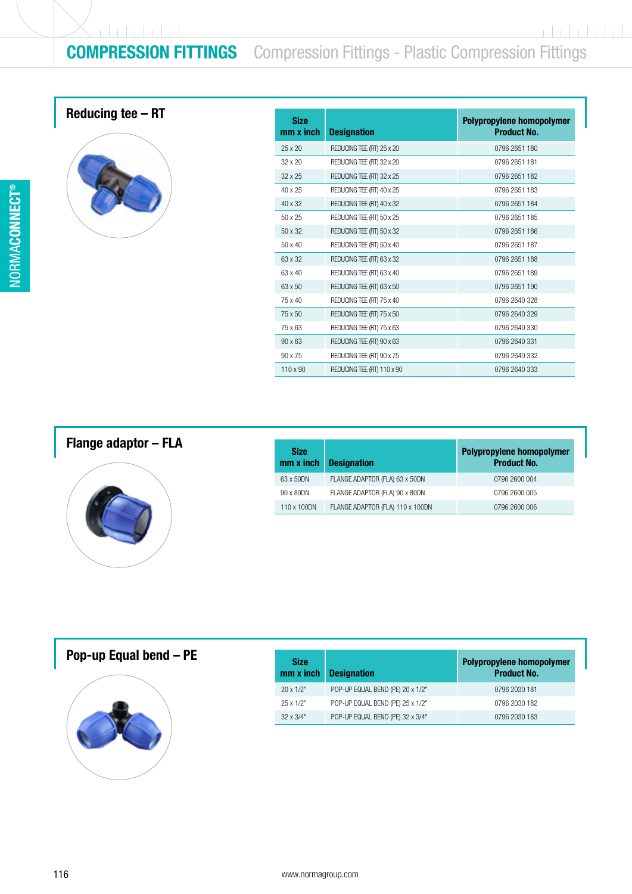# COMPRESSION FITTINGS Compression Fittings - Plastic Compression Fittings

## Reducing tee – RT

| Size mm x inch | Designation | Polypropylene homopolymer Product No. |
|---|---|---|
| 25 x 20 | REDUCING TEE (RT) 25 x 20 | 0796 2651 180 |
| 32 x 20 | REDUCING TEE (RT) 32 x 20 | 0796 2651 181 |
| 32 x 25 | REDUCING TEE (RT) 32 x 25 | 0796 2651 182 |
| 40 x 25 | REDUCING TEE (RT) 40 x 25 | 0796 2651 183 |
| 40 x 32 | REDUCING TEE (RT) 40 x 32 | 0796 2651 184 |
| 50 x 25 | REDUCING TEE (RT) 50 x 25 | 0796 2651 185 |
| 50 x 32 | REDUCING TEE (RT) 50 x 32 | 0796 2651 186 |
| 50 x 40 | REDUCING TEE (RT) 50 x 40 | 0796 2651 187 |
| 63 x 32 | REDUCING TEE (RT) 63 x 32 | 0796 2651 188 |
| 63 x 40 | REDUCING TEE (RT) 63 x 40 | 0796 2651 189 |
| 63 x 50 | REDUCING TEE (RT) 63 x 50 | 0796 2651 190 |
| 75 x 40 | REDUCING TEE (RT) 75 x 40 | 0796 2640 328 |
| 75 x 50 | REDUCING TEE (RT) 75 x 50 | 0796 2640 329 |
| 75 x 63 | REDUCING TEE (RT) 75 x 63 | 0796 2640 330 |
| 90 x 63 | REDUCING TEE (RT) 90 x 63 | 0796 2640 331 |
| 90 x 75 | REDUCING TEE (RT) 90 x 75 | 0796 2640 332 |
| 110 x 90 | REDUCING TEE (RT) 110 x 90 | 0796 2640 333 |

## Flange adaptor – FLA

| Size mm x inch | Designation | Polypropylene homopolymer Product No. |
|---|---|---|
| 63 x 50DN | FLANGE ADAPTOR (FLA) 63 x 50DN | 0796 2600 004 |
| 90 x 80DN | FLANGE ADAPTOR (FLA) 90 x 80DN | 0796 2600 005 |
| 110 x 100DN | FLANGE ADAPTOR (FLA) 110 x 100DN | 0796 2600 006 |

## Pop-up Equal bend – PE

| Size mm x inch | Designation | Polypropylene homopolymer Product No. |
|---|---|---|
| 20 x 1/2" | POP-UP EQUAL BEND (PE) 20 x 1/2" | 0796 2030 181 |
| 25 x 1/2" | POP-UP EQUAL BEND (PE) 25 x 1/2" | 0796 2030 182 |
| 32 x 3/4" | POP-UP EQUAL BEND (PE) 32 x 3/4" | 0796 2030 183 |

www.normagroup.com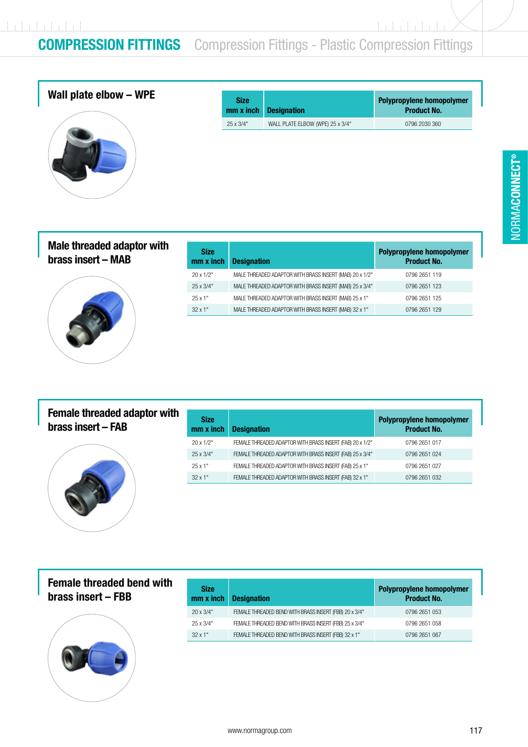# COMPRESSION FITTINGS Compression Fittings - Plastic Compression Fittings

NORMACONNECT®

## Wall plate elbow – WPE

| Size mm x inch | Designation | Polypropylene homopolymer Product No. |
|---|---|---|
| 25 x 3/4" | WALL PLATE ELBOW (WPE) 25 x 3/4" | 0796 2030 360 |

## Male threaded adaptor with brass insert – MAB

| Size mm x inch | Designation | Polypropylene homopolymer Product No. |
|---|---|---|
| 20 x 1/2" | MALE THREADED ADAPTOR WITH BRASS INSERT (MAB) 20 x 1/2" | 0796 2651 119 |
| 25 x 3/4" | MALE THREADED ADAPTOR WITH BRASS INSERT (MAB) 25 x 3/4" | 0796 2651 123 |
| 25 x 1" | MALE THREADED ADAPTOR WITH BRASS INSERT (MAB) 25 x 1" | 0796 2651 125 |
| 32 x 1" | MALE THREADED ADAPTOR WITH BRASS INSERT (MAB) 32 x 1" | 0796 2651 129 |

## Female threaded adaptor with brass insert – FAB

| Size mm x inch | Designation | Polypropylene homopolymer Product No. |
|---|---|---|
| 20 x 1/2" | FEMALE THREADED ADAPTOR WITH BRASS INSERT (FAB) 20 x 1/2" | 0796 2651 017 |
| 25 x 3/4" | FEMALE THREADED ADAPTOR WITH BRASS INSERT (FAB) 25 x 3/4" | 0796 2651 024 |
| 25 x 1" | FEMALE THREADED ADAPTOR WITH BRASS INSERT (FAB) 25 x 1" | 0796 2651 027 |
| 32 x 1" | FEMALE THREADED ADAPTOR WITH BRASS INSERT (FAB) 32 x 1" | 0796 2651 032 |

## Female threaded bend with brass insert – FBB

| Size mm x inch | Designation | Polypropylene homopolymer Product No. |
|---|---|---|
| 20 x 3/4" | FEMALE THREADED BEND WITH BRASS INSERT (FBB) 20 x 3/4" | 0796 2651 053 |
| 25 x 3/4" | FEMALE THREADED BEND WITH BRASS INSERT (FBB) 25 x 3/4" | 0796 2651 058 |
| 32 x 1" | FEMALE THREADED BEND WITH BRASS INSERT (FBB) 32 x 1" | 0796 2651 067 |

www.normagroup.com